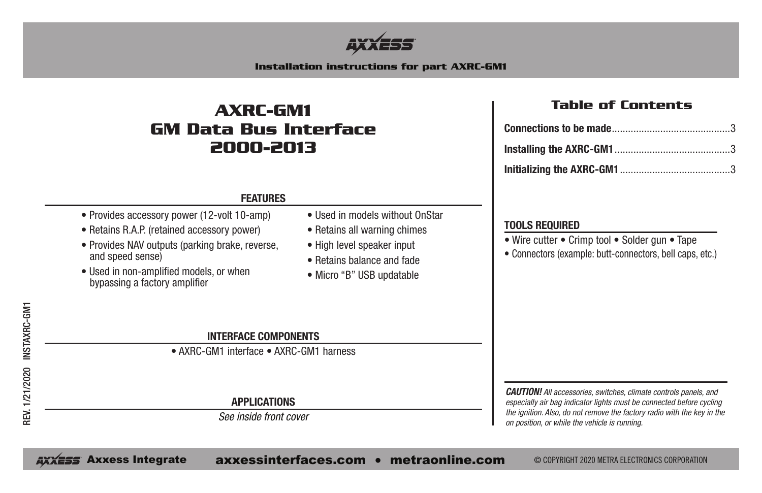AXXESS

**Installation instructions for part AXRC-GM1**

# AXRC-GM1
# GM Data Bus Interface
# 2000-2013

## FEATURES

- Provides accessory power (12-volt 10-amp)
- Retains R.A.P. (retained accessory power)
- Provides NAV outputs (parking brake, reverse, and speed sense)
- Used in non-amplified models, or when bypassing a factory amplifier
- Used in models without OnStar
- Retains all warning chimes
- High level speaker input
- Retains balance and fade
- Micro "B" USB updatable

## INTERFACE COMPONENTS

- AXRC-GM1 interface • AXRC-GM1 harness

## APPLICATIONS

*See inside front cover*

## Table of Contents

| | |
|---|---|
| **Connections to be made** | 3 |
| **Installing the AXRC-GM1** | 3 |
| **Initializing the AXRC-GM1** | 3 |

## TOOLS REQUIRED

- Wire cutter • Crimp tool • Solder gun • Tape
- Connectors (example: butt-connectors, bell caps, etc.)

***CAUTION!*** *All accessories, switches, climate controls panels, and especially air bag indicator lights must be connected before cycling the ignition. Also, do not remove the factory radio with the key in the on position, or while the vehicle is running.*

REV. 1/21/2020 INSTAXRC-GM1

AXXESS Axxess Integrate axxessinterfaces.com • metraonline.com © COPYRIGHT 2020 METRA ELECTRONICS CORPORATION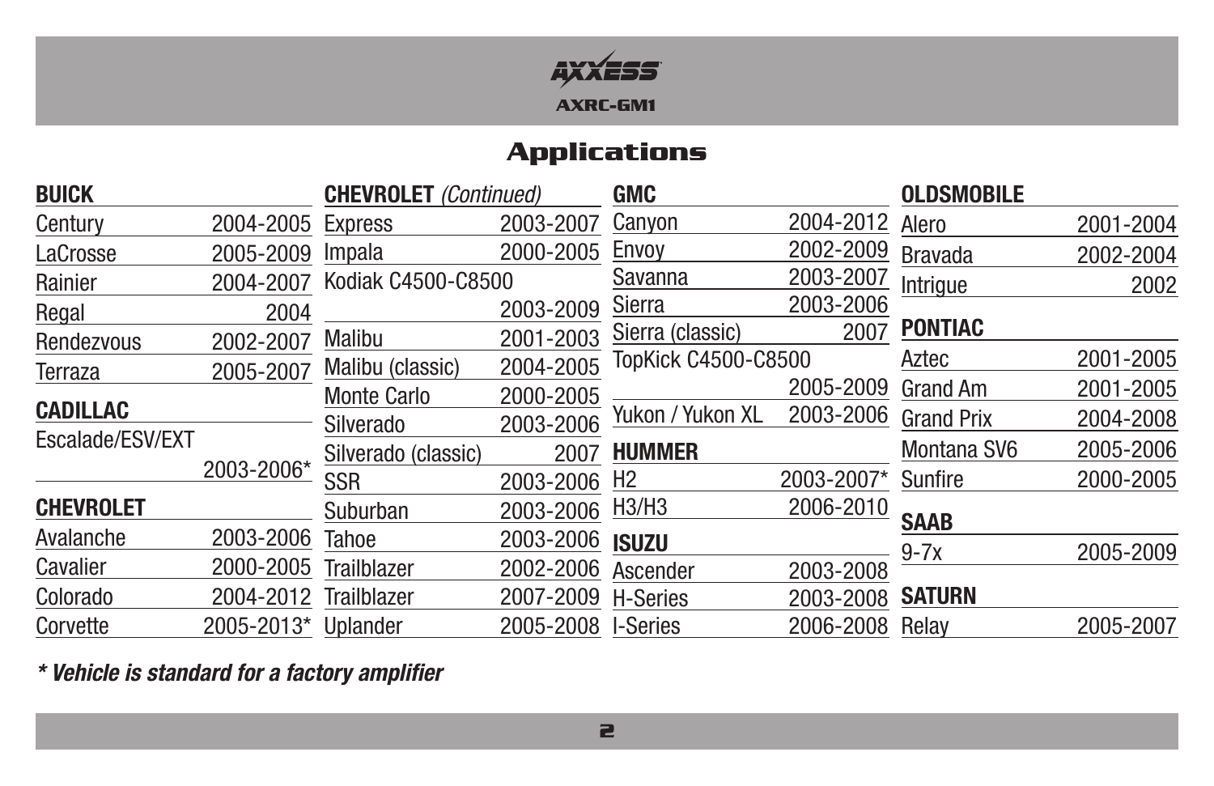AXXESS

AXRC-GM1

# Applications

### BUICK

| Model | Years |
|---|---|
| Century | 2004-2005 |
| LaCrosse | 2005-2009 |
| Rainier | 2004-2007 |
| Regal | 2004 |
| Rendezvous | 2002-2007 |
| Terraza | 2005-2007 |

### CADILLAC

| Model | Years |
|---|---|
| Escalade/ESV/EXT | 2003-2006* |

### CHEVROLET

| Model | Years |
|---|---|
| Avalanche | 2003-2006 |
| Cavalier | 2000-2005 |
| Colorado | 2004-2012 |
| Corvette | 2005-2013* |

### CHEVROLET *(Continued)*

| Model | Years |
|---|---|
| Express | 2003-2007 |
| Impala | 2000-2005 |
| Kodiak C4500-C8500 | 2003-2009 |
| Malibu | 2001-2003 |
| Malibu (classic) | 2004-2005 |
| Monte Carlo | 2000-2005 |
| Silverado | 2003-2006 |
| Silverado (classic) | 2007 |
| SSR | 2003-2006 |
| Suburban | 2003-2006 |
| Tahoe | 2003-2006 |
| Trailblazer | 2002-2006 |
| Trailblazer | 2007-2009 |
| Uplander | 2005-2008 |

### GMC

| Model | Years |
|---|---|
| Canyon | 2004-2012 |
| Envoy | 2002-2009 |
| Savanna | 2003-2007 |
| Sierra | 2003-2006 |
| Sierra (classic) | 2007 |
| TopKick C4500-C8500 | 2005-2009 |
| Yukon / Yukon XL | 2003-2006 |

### HUMMER

| Model | Years |
|---|---|
| H2 | 2003-2007* |
| H3/H3 | 2006-2010 |

### ISUZU

| Model | Years |
|---|---|
| Ascender | 2003-2008 |
| H-Series | 2003-2008 |
| I-Series | 2006-2008 |

### OLDSMOBILE

| Model | Years |
|---|---|
| Alero | 2001-2004 |
| Bravada | 2002-2004 |
| Intrigue | 2002 |

### PONTIAC

| Model | Years |
|---|---|
| Aztec | 2001-2005 |
| Grand Am | 2001-2005 |
| Grand Prix | 2004-2008 |
| Montana SV6 | 2005-2006 |
| Sunfire | 2000-2005 |

### SAAB

| Model | Years |
|---|---|
| 9-7x | 2005-2009 |

### SATURN

| Model | Years |
|---|---|
| Relay | 2005-2007 |

***\* Vehicle is standard for a factory amplifier***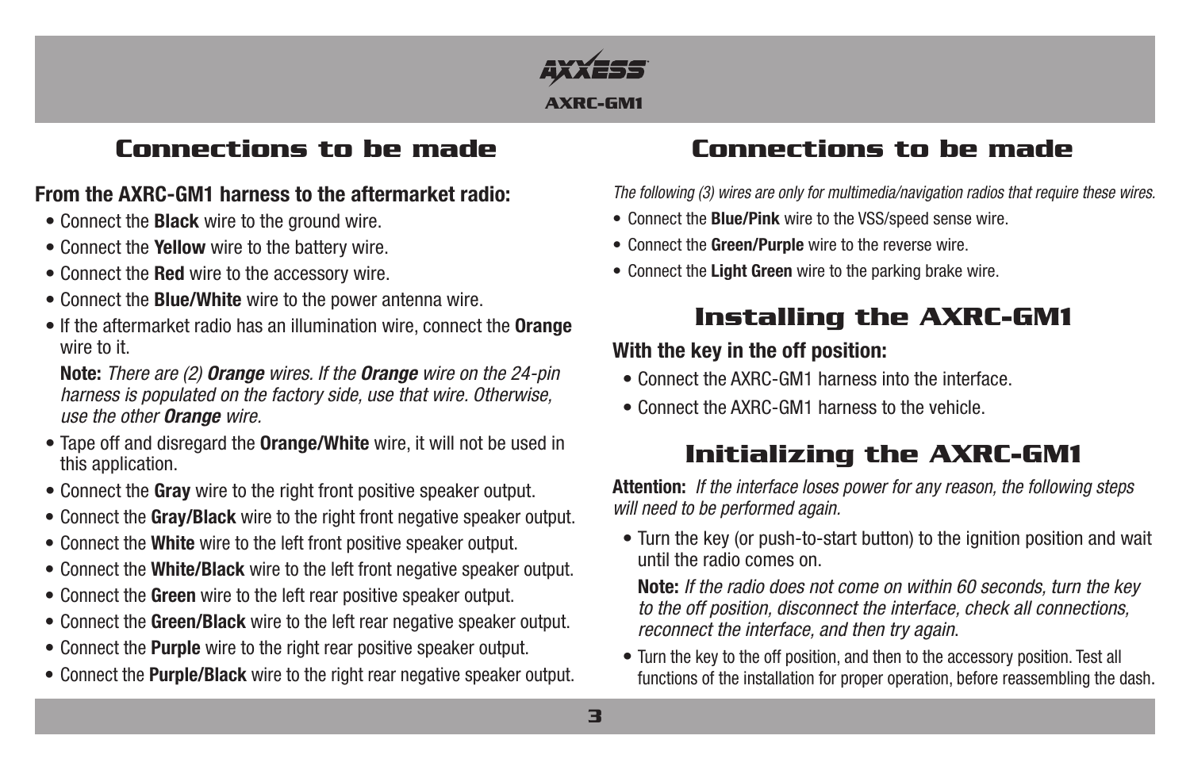## Connections to be made

**From the AXRC-GM1 harness to the aftermarket radio:**

- Connect the **Black** wire to the ground wire.
- Connect the **Yellow** wire to the battery wire.
- Connect the **Red** wire to the accessory wire.
- Connect the **Blue/White** wire to the power antenna wire.
- If the aftermarket radio has an illumination wire, connect the **Orange** wire to it.

  **Note:** *There are (2)* ***Orange*** *wires. If the* ***Orange*** *wire on the 24-pin harness is populated on the factory side, use that wire. Otherwise, use the other* ***Orange*** *wire.*

- Tape off and disregard the **Orange/White** wire, it will not be used in this application.
- Connect the **Gray** wire to the right front positive speaker output.
- Connect the **Gray/Black** wire to the right front negative speaker output.
- Connect the **White** wire to the left front positive speaker output.
- Connect the **White/Black** wire to the left front negative speaker output.
- Connect the **Green** wire to the left rear positive speaker output.
- Connect the **Green/Black** wire to the left rear negative speaker output.
- Connect the **Purple** wire to the right rear positive speaker output.
- Connect the **Purple/Black** wire to the right rear negative speaker output.

## Connections to be made

*The following (3) wires are only for multimedia/navigation radios that require these wires.*

- Connect the **Blue/Pink** wire to the VSS/speed sense wire.
- Connect the **Green/Purple** wire to the reverse wire.
- Connect the **Light Green** wire to the parking brake wire.

## Installing the AXRC-GM1

**With the key in the off position:**

- Connect the AXRC-GM1 harness into the interface.
- Connect the AXRC-GM1 harness to the vehicle.

## Initializing the AXRC-GM1

**Attention:** *If the interface loses power for any reason, the following steps will need to be performed again.*

- Turn the key (or push-to-start button) to the ignition position and wait until the radio comes on.

  **Note:** *If the radio does not come on within 60 seconds, turn the key to the off position, disconnect the interface, check all connections, reconnect the interface, and then try again.*

- Turn the key to the off position, and then to the accessory position. Test all functions of the installation for proper operation, before reassembling the dash.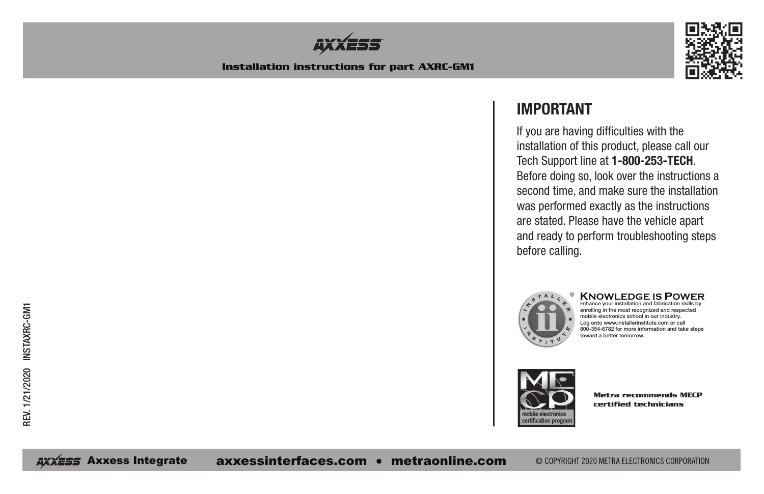## IMPORTANT

If you are having difficulties with the installation of this product, please call our Tech Support line at **1-800-253-TECH**. Before doing so, look over the instructions a second time, and make sure the installation was performed exactly as the instructions are stated. Please have the vehicle apart and ready to perform troubleshooting steps before calling.

**KNOWLEDGE IS POWER**

Enhance your installation and fabrication skills by enrolling in the most recognized and respected mobile electronics school in our industry. Log onto www.installerinstitute.com or call 800-354-6782 for more information and take steps toward a better tomorrow.

**Metra recommends MECP certified technicians**

REV. 1/21/2020 INSTAXRC-GM1

Axxess Integrate axxessinterfaces.com • metraonline.com © COPYRIGHT 2020 METRA ELECTRONICS CORPORATION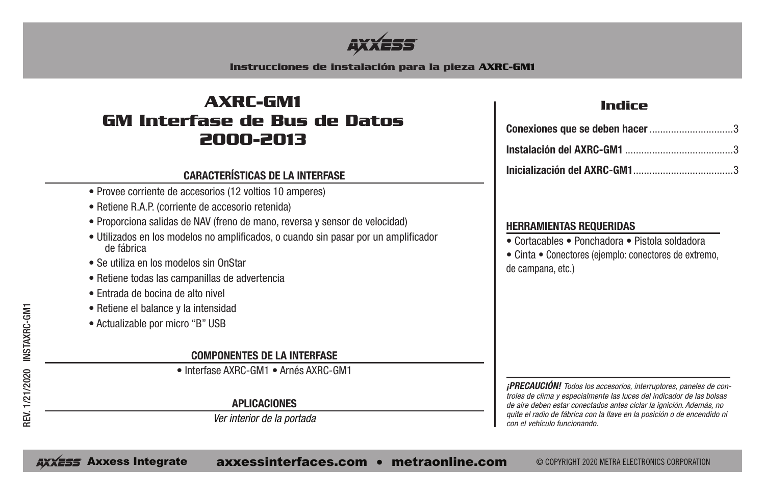# AXRC-GM1
# GM Interfase de Bus de Datos 2000-2013

Instrucciones de instalación para la pieza AXRC-GM1

## CARACTERÍSTICAS DE LA INTERFASE

- Provee corriente de accesorios (12 voltios 10 amperes)
- Retiene R.A.P. (corriente de accesorio retenida)
- Proporciona salidas de NAV (freno de mano, reversa y sensor de velocidad)
- Utilizados en los modelos no amplificados, o cuando sin pasar por un amplificador de fábrica
- Se utiliza en los modelos sin OnStar
- Retiene todas las campanillas de advertencia
- Entrada de bocina de alto nivel
- Retiene el balance y la intensidad
- Actualizable por micro "B" USB

## COMPONENTES DE LA INTERFASE

- Interfase AXRC-GM1 • Arnés AXRC-GM1

## APLICACIONES

*Ver interior de la portada*

## Indice

**Conexiones que se deben hacer** .............................. 3

**Instalación del AXRC-GM1** ....................................... 3

**Inicialización del AXRC-GM1** .................................... 3

## HERRAMIENTAS REQUERIDAS

- Cortacables • Ponchadora • Pistola soldadora
- Cinta • Conectores (ejemplo: conectores de extremo, de campana, etc.)

***¡PRECAUCIÓN!*** *Todos los accesorios, interruptores, paneles de controles de clima y especialmente las luces del indicador de las bolsas de aire deben estar conectados antes ciclar la ignición. Además, no quite el radio de fábrica con la llave en la posición o de encendido ni con el vehículo funcionando.*

REV. 1/21/2020 INSTAXRC-GM1

Axxess Integrate axxessinterfaces.com • metraonline.com © COPYRIGHT 2020 METRA ELECTRONICS CORPORATION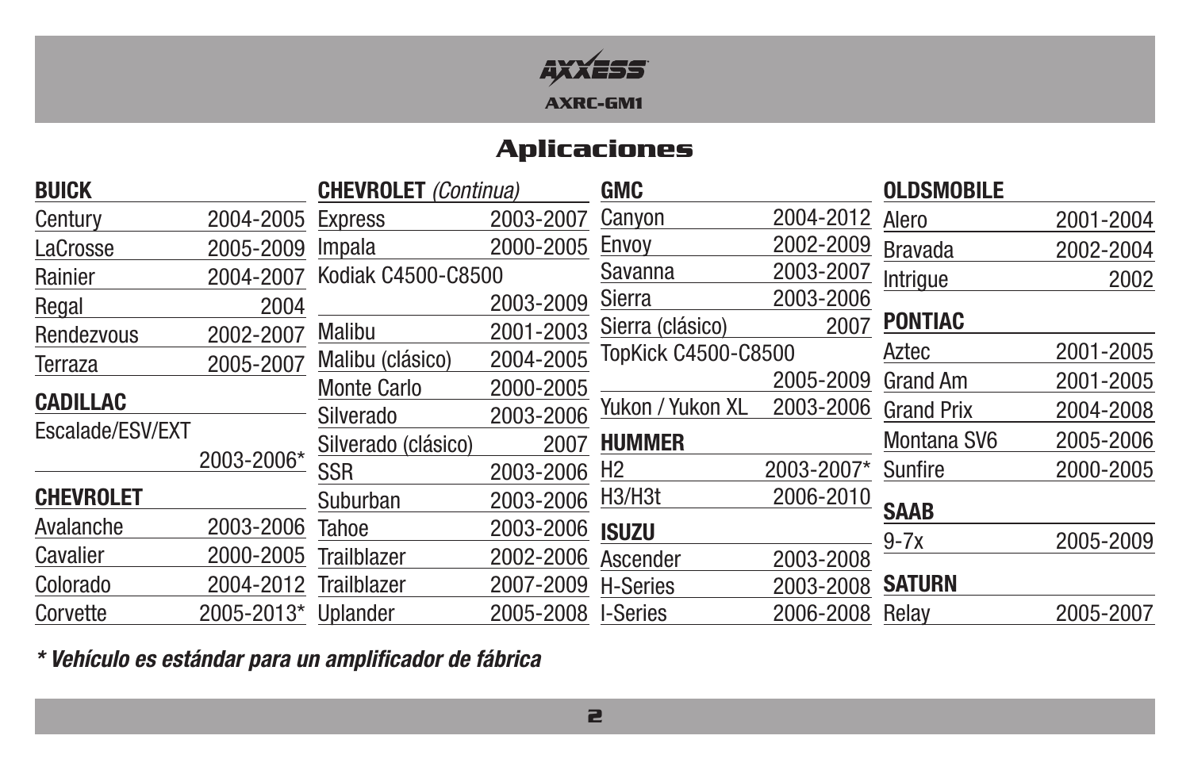# Aplicaciones

**BUICK**

| | |
|---|---|
| Century | 2004-2005 |
| LaCrosse | 2005-2009 |
| Rainier | 2004-2007 |
| Regal | 2004 |
| Rendezvous | 2002-2007 |
| Terraza | 2005-2007 |

**CADILLAC**

| | |
|---|---|
| Escalade/ESV/EXT | 2003-2006* |

**CHEVROLET**

| | |
|---|---|
| Avalanche | 2003-2006 |
| Cavalier | 2000-2005 |
| Colorado | 2004-2012 |
| Corvette | 2005-2013* |

**CHEVROLET** *(Continua)*

| | |
|---|---|
| Express | 2003-2007 |
| Impala | 2000-2005 |
| Kodiak C4500-C8500 | 2003-2009 |
| Malibu | 2001-2003 |
| Malibu (clásico) | 2004-2005 |
| Monte Carlo | 2000-2005 |
| Silverado | 2003-2006 |
| Silverado (clásico) | 2007 |
| SSR | 2003-2006 |
| Suburban | 2003-2006 |
| Tahoe | 2003-2006 |
| Trailblazer | 2002-2006 |
| Trailblazer | 2007-2009 |
| Uplander | 2005-2008 |

**GMC**

| | |
|---|---|
| Canyon | 2004-2012 |
| Envoy | 2002-2009 |
| Savanna | 2003-2007 |
| Sierra | 2003-2006 |
| Sierra (clásico) | 2007 |
| TopKick C4500-C8500 | 2005-2009 |
| Yukon / Yukon XL | 2003-2006 |

**HUMMER**

| | |
|---|---|
| H2 | 2003-2007* |
| H3/H3t | 2006-2010 |

**ISUZU**

| | |
|---|---|
| Ascender | 2003-2008 |
| H-Series | 2003-2008 |
| I-Series | 2006-2008 |

**OLDSMOBILE**

| | |
|---|---|
| Alero | 2001-2004 |
| Bravada | 2002-2004 |
| Intrigue | 2002 |

**PONTIAC**

| | |
|---|---|
| Aztec | 2001-2005 |
| Grand Am | 2001-2005 |
| Grand Prix | 2004-2008 |
| Montana SV6 | 2005-2006 |
| Sunfire | 2000-2005 |

**SAAB**

| | |
|---|---|
| 9-7x | 2005-2009 |

**SATURN**

| | |
|---|---|
| Relay | 2005-2007 |

***\* Vehículo es estándar para un amplificador de fábrica***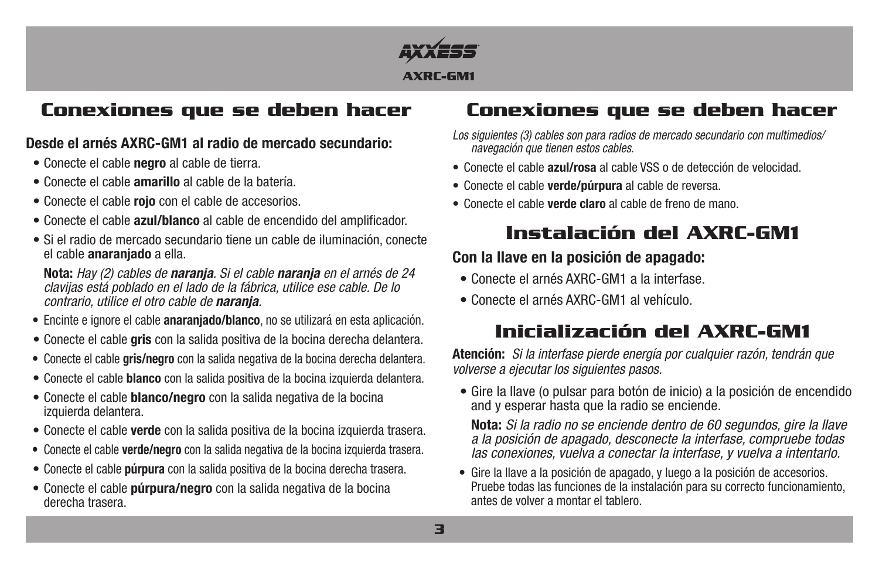## Conexiones que se deben hacer

**Desde el arnés AXRC-GM1 al radio de mercado secundario:**

- Conecte el cable **negro** al cable de tierra.
- Conecte el cable **amarillo** al cable de la batería.
- Conecte el cable **rojo** con el cable de accesorios.
- Conecte el cable **azul/blanco** al cable de encendido del amplificador.
- Si el radio de mercado secundario tiene un cable de iluminación, conecte el cable **anaranjado** a ella.

  **Nota:** *Hay (2) cables de **naranja**. Si el cable **naranja** en el arnés de 24 clavijas está poblado en el lado de la fábrica, utilice ese cable. De lo contrario, utilice el otro cable de **naranja**.*

- Encinte e ignore el cable **anaranjado/blanco**, no se utilizará en esta aplicación.
- Conecte el cable **gris** con la salida positiva de la bocina derecha delantera.
- Conecte el cable **gris/negro** con la salida negativa de la bocina derecha delantera.
- Conecte el cable **blanco** con la salida positiva de la bocina izquierda delantera.
- Conecte el cable **blanco/negro** con la salida negativa de la bocina izquierda delantera.
- Conecte el cable **verde** con la salida positiva de la bocina izquierda trasera.
- Conecte el cable **verde/negro** con la salida negativa de la bocina izquierda trasera.
- Conecte el cable **púrpura** con la salida positiva de la bocina derecha trasera.
- Conecte el cable **púrpura/negro** con la salida negativa de la bocina derecha trasera.

## Conexiones que se deben hacer

*Los siguientes (3) cables son para radios de mercado secundario con multimedios/ navegación que tienen estos cables.*

- Conecte el cable **azul/rosa** al cable VSS o de detección de velocidad.
- Conecte el cable **verde/púrpura** al cable de reversa.
- Conecte el cable **verde claro** al cable de freno de mano.

## Instalación del AXRC-GM1

**Con la llave en la posición de apagado:**

- Conecte el arnés AXRC-GM1 a la interfase.
- Conecte el arnés AXRC-GM1 al vehículo.

## Inicialización del AXRC-GM1

**Atención:** *Si la interfase pierde energía por cualquier razón, tendrán que volverse a ejecutar los siguientes pasos.*

- Gire la llave (o pulsar para botón de inicio) a la posición de encendido and y esperar hasta que la radio se enciende.

  **Nota:** *Si la radio no se enciende dentro de 60 segundos, gire la llave a la posición de apagado, desconecte la interfase, compruebe todas las conexiones, vuelva a conectar la interfase, y vuelva a intentarlo.*

- Gire la llave a la posición de apagado, y luego a la posición de accesorios. Pruebe todas las funciones de la instalación para su correcto funcionamiento, antes de volver a montar el tablero.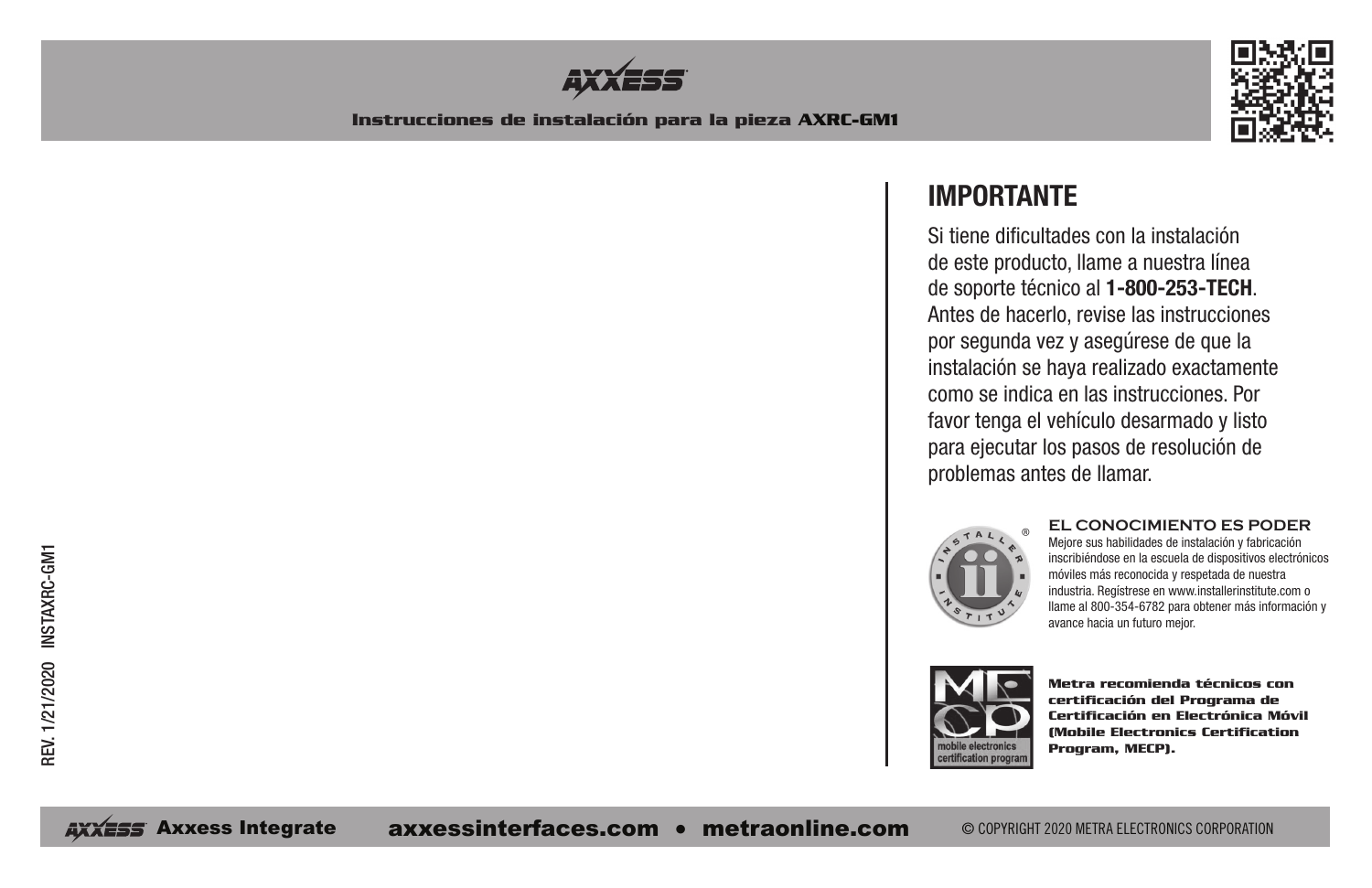Instrucciones de instalación para la pieza AXRC-GM1

REV. 1/21/2020 INSTAXRC-GM1

# IMPORTANTE

Si tiene dificultades con la instalación de este producto, llame a nuestra línea de soporte técnico al **1-800-253-TECH**. Antes de hacerlo, revise las instrucciones por segunda vez y asegúrese de que la instalación se haya realizado exactamente como se indica en las instrucciones. Por favor tenga el vehículo desarmado y listo para ejecutar los pasos de resolución de problemas antes de llamar.

**EL CONOCIMIENTO ES PODER**

Mejore sus habilidades de instalación y fabricación inscribiéndose en la escuela de dispositivos electrónicos móviles más reconocida y respetada de nuestra industria. Regístrese en www.installerinstitute.com o llame al 800-354-6782 para obtener más información y avance hacia un futuro mejor.

**Metra recomienda técnicos con certificación del Programa de Certificación en Electrónica Móvil (Mobile Electronics Certification Program, MECP).**

Axxess Integrate axxessinterfaces.com • metraonline.com © COPYRIGHT 2020 METRA ELECTRONICS CORPORATION